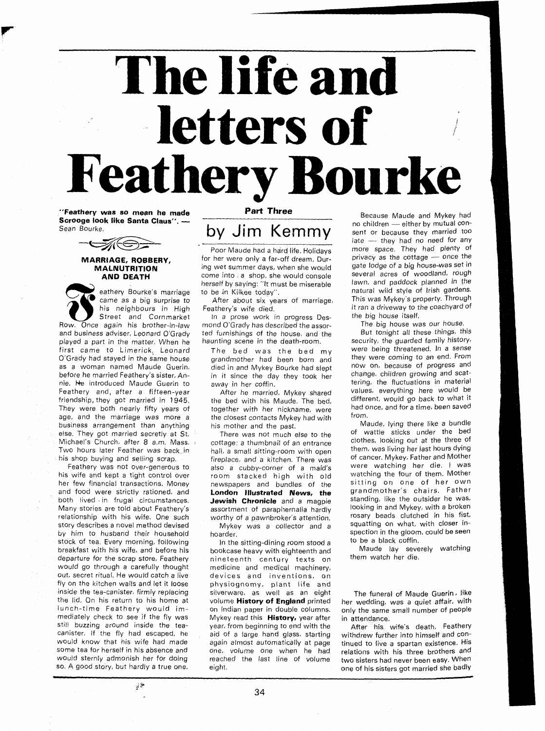# The life and letters of Feathery Bourke

**"Feathery was so mean he made Scrooge look like Santa Claus". —** Sean Bourke.

### MARRIAGE, ROBBERY, MALNUTRITION AND DEATH

Feathery Bourke's marriage came as a big surprise to his neighbours in High Street and Cornmarket Row. Once again his brother-in-law and business adviser, Leonard O'Grady played a part in the matter. When he first came to Limerick, Leonard O'Grady had stayed in the same house as a woman named Maude Guerin, before he married Feathery's sister, Annie. He introduced Maude Guerin to Feathery and, after a fifteen-year friendship, they got married in 1945. They were both nearly fifty years of age, and the marriage was more a business arrangement than anything else. They got married secretly at St. Michael's Church, after 8 a.m. Mass. Two hours later Feather was back in his shop buying and selling scrap.

Feathery was not over-generous to his wife and kept a tight control over her few financial transactions. Money and food were strictly rationed, and both lived in frugal circumstances. Many stories are told about Feathery's relationship with his wife. One such story describes a novel method devised by him to husband their household stock of tea. Every morning, following breakfast with his wife, and before his departure for the scrap store, Feathery would go through a carefully thought out, secret ritual. He would catch a live fly on the kitchen walls and let it loose inside the tea-canister, firmly replacing the lid. On his return to his home at lunch-time Feathery would immediately check to see if the fly was still buzzing around inside the tea-canister. If the fly had escaped, he would know that his wife had made some tea for herself in his absence and would sternly admonish her for doing so. A good story, but hardly a true one.

## Part Three

## by Jim Kemmy

Poor Maude had a hard life. Holidays for her were only a far-off dream. During wet summer days, when she would come into a shop, she would console herself by saying: "It must be miserable to be in Kilkee today".

After about six years of marriage, Feathery's wife died.

In a prose work in progress Desmond O'Grady has described the assorted furnishings of the house, and the haunting scene in the death-room.

> The bed was the bed my grandmother had been born and died in and Mykey Bourke had slept in it since the day they took her away in her coffin.
>
> After he married, Mykey shared the bed with his Maude. The bed, together with her nickname, were the closest contacts Mykey had with his mother and the past.
>
> There was not much else to the cottage; a thumbnail of an entrance hall, a small sitting-room with open fireplace, and a kitchen. There was also a cubby-corner of a maid's room stacked high with old newspapers and bundles of the **London Illustrated News, the Jewish Chronicle** and a magpie assortment of paraphernalia hardly worthy of a pawnbroker's attention.
>
> Mykey was a collector and a hoarder.
>
> In the sitting-dining room stood a bookcase heavy with eighteenth and nineteenth century texts on medicine and medical machinery, devices and inventions, on physiognomy, plant life and silverware, as well as an eight volume **History of England** printed on Indian paper in double columns. Mykey read this **History**, year after year, from beginning to end with the aid of a large hand glass, starting again almost automatically at page one, volume one when he had reached the last line of volume eight.
>
> Because Maude and Mykey had no children — either by mutual consent or because they married too late — they had no need for any more space. They had plenty of privacy as the cottage — once the gate lodge of a big house-was set in several acres of woodland, rough lawn, and paddock planned in the natural wild style of Irish gardens. This was Mykey's property. Through it ran a driveway to the coachyard of the big house itself.
>
> The big house was our house.
>
> But tonight all these things, this security, the guarded family history, were being threatened. In a sense they were coming to an end. From now on, because of progress and change, children growing and scattering, the fluctuations in material values, everything here would be different, would go back to what it had once, and for a time, been saved from.
>
> Maude, lying there like a bundle of wattle sticks under the bed clothes, looking out at the three of them, was living her last hours dying of cancer. Mykey, Father and Mother were watching her die. I was watching the four of them. Mother sitting on one of her own grandmother's chairs. Father standing, like the outsider he was, looking in and Mykey, with a broken rosary beads clutched in his fist, squatting on what, with closer inspection in the gloom, could be seen to be a black coffin.
>
> Maude lay severely watching them watch her die.

The funeral of Maude Guerin, like her wedding, was a quiet affair, with only the same small number of people in attendance.

After his wife's death, Feathery withdrew further into himself and continued to live a spartan existence. His relations with his three brothers and two sisters had never been easy. When one of his sisters got married she badly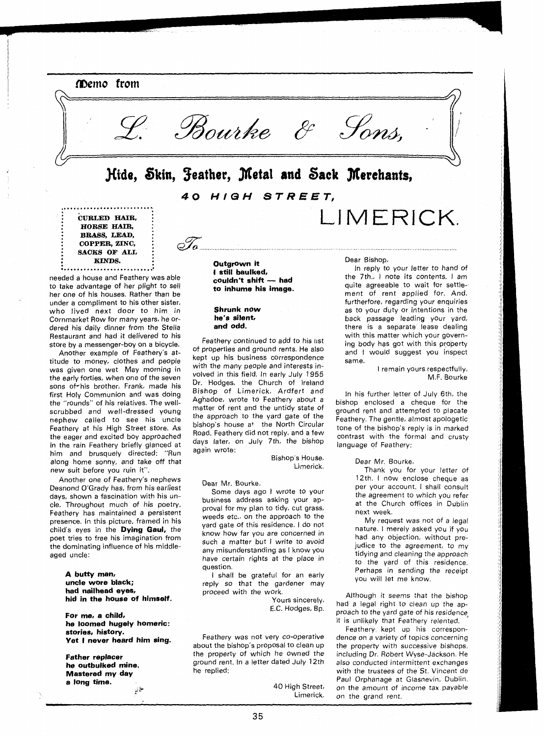**Memo from**

# L. Bourke & Sons,

## Hide, Skin, Feather, Metal and Sack Merchants,

**40 HIGH STREET,**

**LIMERICK.**

CURLED HAIR,
HORSE HAIR,
BRASS, LEAD,
COPPER, ZINC,
SACKS OF ALL
KINDS.

To ..........

needed a house and Feathery was able to take advantage of her plight to sell her one of his houses. Rather than be under a compliment to his other sister, who lived next door to him in Cornmarket Row for many years, he ordered his daily dinner from the Stella Restaurant and had it delivered to his store by a messenger-boy on a bicycle.

Another example of Feathery's attitude to money, clothes and people was given one wet May morning in the early forties, when one of the seven sons of his brother, Frank, made his first Holy Communion and was doing the "rounds" of his relatives. The well-scrubbed and well-dressed young nephew called to see his uncle Feathery at his High Street store. As the eager and excited boy approached in the rain Feathery briefly glanced at him and brusquely directed: "Run along home sonny, and take off that new suit before you ruin it".

Another one of Feathery's nephews Desnond O'Grady has, from his earliest days, shown a fascination with his uncle. Throughout much of his poetry, Feathery has maintained a persistent presence. In this picture, framed in his child's eyes in the **Dying Gaul,** the poet tries to free his imagination from the dominating influence of his middle-aged uncle:

> **A butty man,**
> **uncle wore black;**
> **had nailhead eyes,**
> **hid in the house of himself.**
>
> **For me, a child,**
> **he loomed hugely homeric:**
> **stories, history.**
> **Yet I never heard him sing.**
>
> **Father replacer**
> **he outbulked mine.**
> **Mastered my day**
> **a long time.**
>
> **Outgrown it**
> **I still baulked,**
> **couldn't shift — had**
> **to inhume his image.**
>
> **Shrunk now**
> **he's silent,**
> **and odd.**

Feathery continued to add to his list of properties and ground rents. He also kept up his business correspondence with the many people and interests involved in this field. In early July 1955 Dr. Hodges, the Church of Ireland Bishop of Limerick, Ardfert and Aghadoe, wrote to Feathery about a matter of rent and the untidy state of the approach to the yard gate of the bishop's house at the North Circular Road. Feathery did not reply, and a few days later, on July 7th, the bishop again wrote:

> Bishop's House,
> Limerick.
>
> Dear Mr. Bourke,
>
> Some days ago I wrote to your business address asking your approval for my plan to tidy, cut grass, weeds etc., on the approach to the yard gate of this residence. I do not know how far you are concerned in such a matter but I write to avoid any misunderstanding as I know you have certain rights at the place in question.
>
> I shall be grateful for an early reply so that the gardener may proceed with the work.
>
> Yours sincerely,
> E.C. Hodges, Bp.

Feathery was not very co-operative about the bishop's proposal to clean up the property of which he owned the ground rent. In a letter dated July 12th he replied:

> 40 High Street,
> Limerick.
>
> Dear Bishop,
>
> In reply to your letter to hand of the 7th., I note its contents. I am quite agreeable to wait for settlement of rent applied for. And, furtherfore, regarding your enquiries as to your duty or intentions in the back passage leading your yard, there is a separate lease dealing with this matter which your governing body has got with this property and I would suggest you inspect same.
>
> I remain yours respectfully,
> M.F. Bourke

In his further letter of July 6th, the bishop enclosed a cheque for the ground rent and attempted to placate Feathery. The gentle, almost apologetic tone of the bishop's reply is in marked contrast with the formal and crusty language of Feathery:

> Dear Mr. Bourke,
>
> Thank you for your letter of 12th. I now enclose cheque as per your account. I shall consult the agreement to which you refer at the Church offices in Dublin next week.
>
> My request was not of a legal nature. I merely asked you if you had any objection, without prejudice to the agreement, to my tidying and cleaning the approach to the yard of this residence. Perhaps in sending the receipt you will let me know.

Although it seems that the bishop had a legal right to clean up the approach to the yard gate of his residence, it is unlikely that Feathery relented.

Feathery kept up his correspondence on a variety of topics concerning the property with successive bishops, including Dr. Robert Wyse-Jackson. He also conducted intermittent exchanges with the trustees of the St. Vincent de Paul Orphanage at Glasnevin, Dublin, on the amount of income tax payable on the grand rent.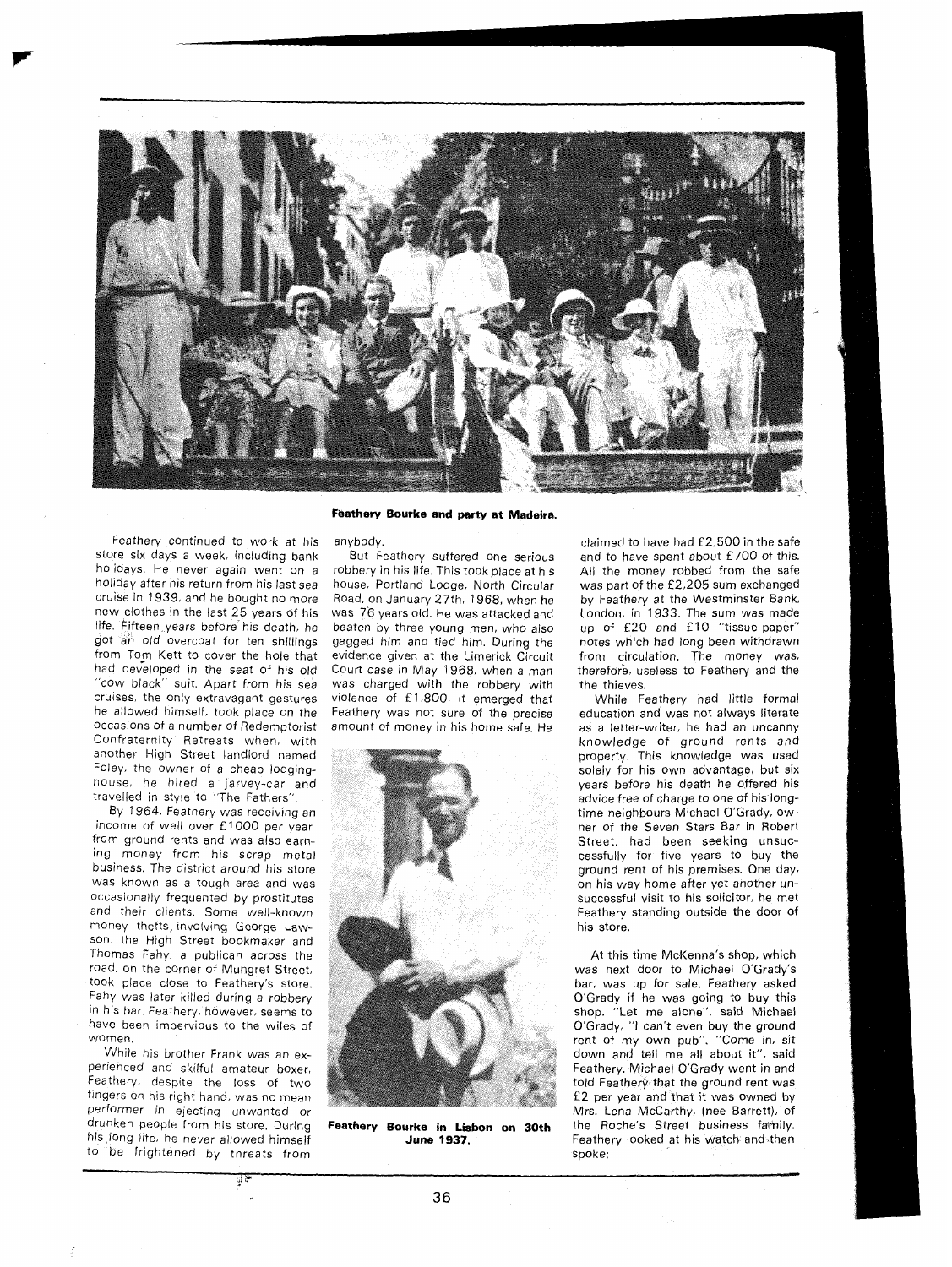Feathery Bourke and party at Madeira.

Feathery continued to work at his store six days a week, including bank holidays. He never again went on a holiday after his return from his last sea cruise in 1939, and he bought no more new clothes in the last 25 years of his life. Fifteen years before his death, he got an old overcoat for ten shillings from Tom Kett to cover the hole that had developed in the seat of his old "cow black" suit. Apart from his sea cruises, the only extravagant gestures he allowed himself, took place on the occasions of a number of Redemptorist Confraternity Retreats when, with another High Street landlord named Foley, the owner of a cheap lodging-house, he hired a jarvey-car and travelled in style to "The Fathers".

By 1964, Feathery was receiving an income of well over £1000 per year from ground rents and was also earning money from his scrap metal business. The district around his store was known as a tough area and was occasionally frequented by prostitutes and their clients. Some well-known money thefts, involving George Lawson, the High Street bookmaker and Thomas Fahy, a publican across the road, on the corner of Mungret Street, took place close to Feathery's store. Fahy was later killed during a robbery in his bar. Feathery, however, seems to have been impervious to the wiles of women.

While his brother Frank was an experienced and skilful amateur boxer, Feathery, despite the loss of two fingers on his right hand, was no mean performer in ejecting unwanted or drunken people from his store. During his long life, he never allowed himself to be frightened by threats from anybody.

But Feathery suffered one serious robbery in his life. This took place at his house, Portland Lodge, North Circular Road, on January 27th, 1968, when he was 76 years old. He was attacked and beaten by three young men, who also gagged him and tied him. During the evidence given at the Limerick Circuit Court case in May 1968, when a man was charged with the robbery with violence of £1,800, it emerged that Feathery was not sure of the precise amount of money in his home safe. He claimed to have had £2,500 in the safe and to have spent about £700 of this. All the money robbed from the safe was part of the £2,205 sum exchanged by Feathery at the Westminster Bank, London, in 1933. The sum was made up of £20 and £10 "tissue-paper" notes which had long been withdrawn from circulation. The money was, therefore, useless to Feathery and the the thieves.

Feathery Bourke in Lisbon on 30th June 1937.

While Feathery had little formal education and was not always literate as a letter-writer, he had an uncanny knowledge of ground rents and property. This knowledge was used solely for his own advantage, but six years before his death he offered his advice free of charge to one of his long-time neighbours Michael O'Grady, owner of the Seven Stars Bar in Robert Street, had been seeking unsuccessfully for five years to buy the ground rent of his premises. One day, on his way home after yet another unsuccessful visit to his solicitor, he met Feathery standing outside the door of his store.

At this time McKenna's shop, which was next door to Michael O'Grady's bar, was up for sale. Feathery asked O'Grady if he was going to buy this shop. "Let me alone", said Michael O'Grady, "I can't even buy the ground rent of my own pub". "Come in, sit down and tell me all about it", said Feathery. Michael O'Grady went in and told Feathery that the ground rent was £2 per year and that it was owned by Mrs. Lena McCarthy, (nee Barrett), of the Roche's Street business family. Feathery looked at his watch and then spoke: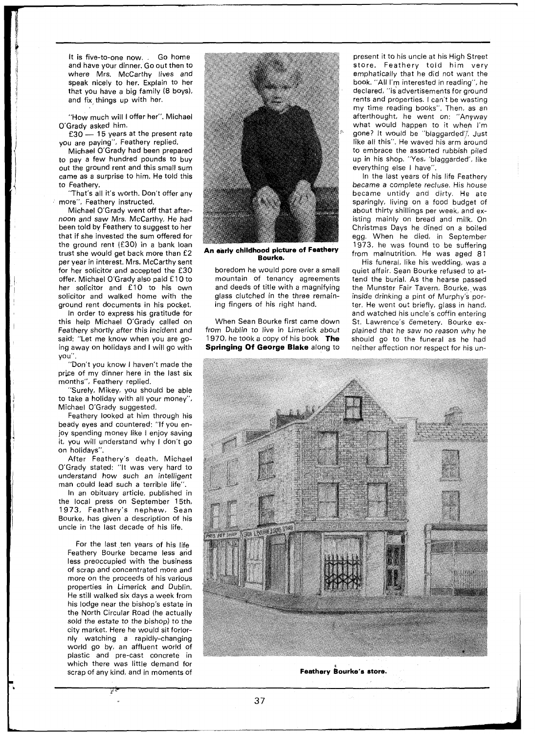It is five-to-one now. . Go home and have your dinner. Go out then to where Mrs. McCarthy lives and speak nicely to her. Explain to her that you have a big family (8 boys), and fix things up with her.

"How much will I offer her". Michael O'Grady asked him.

£30 — 15 years at the present rate you are paying", Feathery replied.

Michael O'Grady had been prepared to pay a few hundred pounds to buy out the ground rent and this small sum came as a surprise to him. He told this to Feathery.

"That's all it's worth. Don't offer any more", Feathery instructed.

Michael O'Grady went off that afternoon and saw Mrs. McCarthy. He had been told by Feathery to suggest to her that if she invested the sum offered for the ground rent (£30) in a bank loan trust she would get back more than £2 per year in interest. Mrs. McCarthy sent for her solicitor and accepted the £30 offer. Michael O'Grady also paid £10 to her solicitor and £10 to his own solicitor and walked home with the ground rent documents in his pocket.

In order to express his gratitude for this help Michael O'Grady called on Feathery shortly after this incident and said: "Let me know when you are going away on holidays and I will go with you".

"Don't you know I haven't made the price of my dinner here in the last six months", Feathery replied.

"Surely, Mikey, you should be able to take a holiday with all your money", Michael O'Grady suggested.

Feathery looked at him through his beady eyes and countered: "If you enjoy spending money like I enjoy saving it, you will understand why I don't go on holidays".

After Feathery's death, Michael O'Grady stated: "It was very hard to understand how such an intelligent man could lead such a terrible life".

In an obituary article, published in the local press on September 15th, 1973, Feathery's nephew, Sean Bourke, has given a description of his uncle in the last decade of his life.

> For the last ten years of his life Feathery Bourke became less and less preoccupied with the business of scrap and concentrated more and more on the proceeds of his various properties in Limerick and Dublin. He still walked six days a week from his lodge near the bishop's estate in the North Circular Road (he actually sold the estate to the bishop) to the city market. Here he would sit forlornly watching a rapidly-changing world go by, an affluent world of plastic and pre-cast concrete in which there was little demand for scrap of any kind, and in moments of boredom he would pore over a small mountain of tenancy agreements and deeds of title with a magnifying glass clutched in the three remaining fingers of his right hand.

**An early childhood picture of Feathery Bourke.**

When Sean Bourke first came down from Dublin to live in Limerick about 1970, he took a copy of his book **The Springing Of George Blake** along to present it to his uncle at his High Street store. Feathery told him very emphatically that he did not want the book. "All I'm interested in reading", he declared, "is advertisements for ground rents and properties. I can't be wasting my time reading books". Then, as an afterthought, he went on: "Anyway what would happen to it when I'm gone? It would be "blaggarded". Just like all this". He waved his arm around to embrace the assorted rubbish piled up in his shop. "Yes, 'blaggarded', like everything else I have".

In the last years of his life Feathery became a complete recluse. His house became untidy and dirty. He ate sparingly, living on a food budget of about thirty shillings per week, and existing mainly on bread and milk. On Christmas Days he dined on a boiled egg. When he died, in September 1973, he was found to be suffering from malnutrition. He was aged 81.

His funeral, like his wedding, was a quiet affair. Sean Bourke refused to attend the burial. As the hearse passed the Munster Fair Tavern, Bourke, was inside drinking a pint of Murphy's porter. He went out briefly, glass in hand, and watched his uncle's coffin entering St. Lawrence's Cemetery. Bourke explained that he saw no reason why he should go to the funeral as he had neither affection nor respect for his un-

**Feathery Bourke's store.**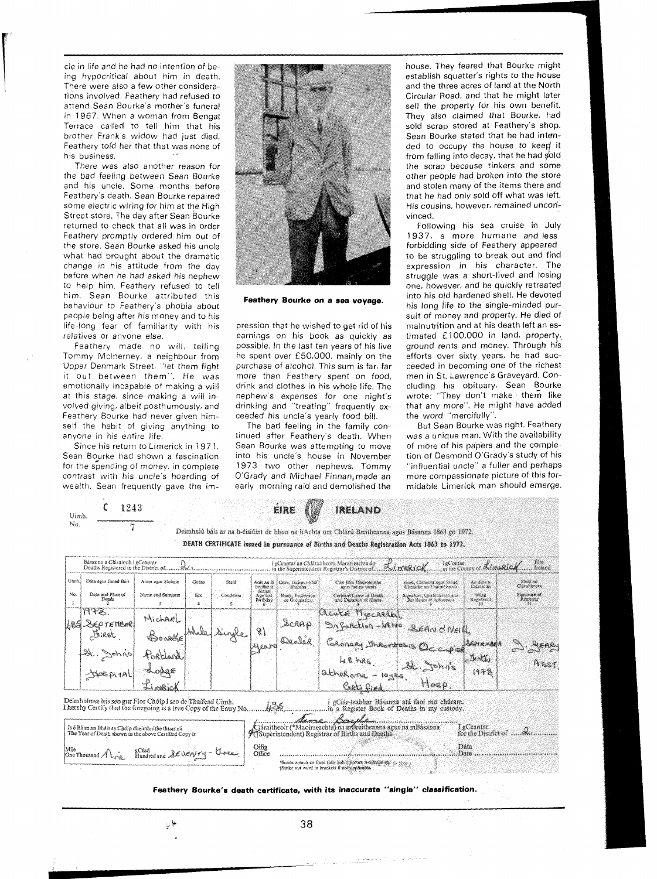cle in life and he had no intention of being hypocritical about him in death. There were also a few other considerations involved. Feathery had refused to attend Sean Bourke's mother's funeral in 1967. When a woman from Bengal Terrace called to tell him that his brother Frank's widow had just died, Feathery told her that that was none of his business.

There was also another reason for the bad feeling between Sean Bourke and his uncle. Some months before Feathery's death, Sean Bourke repaired some electric wiring for him at the High Street store. The day after Sean Bourke returned to check that all was in order Feathery promptly ordered him out of the store. Sean Bourke asked his uncle what had brought about the dramatic change in his attitude from the day before when he had asked his nephew to help him. Feathery refused to tell him. Sean Bourke attributed this behaviour to Feathery's phobia about people being after his money and to his life-long fear of familiarity with his relatives or anyone else.

Feathery made no will, telling Tommy McInerney, a neighbour from Upper Denmark Street, "let them fight it out between them". He was emotionally incapable of making a will at this stage, since making a will involved giving, albeit posthumously, and Feathery Bourke had never given himself the habit of giving anything to anyone in his entire life.

Since his return to Limerick in 1971, Sean Bourke had shown a fascination for the spending of money, in complete contrast with his uncle's hoarding of wealth. Sean frequently gave the impression that he wished to get rid of his earnings on his book as quickly as possible. In the last ten years of his live he spent over £50,000, mainly on the purchase of alcohol. This sum is far, far more than Feathery spent on food, drink and clothes in his whole life. The nephew's expenses for one night's drinking and "treating" frequently exceeded his uncle's yearly food bill.

The bad feeling in the family continued after Feathery's death. When Sean Bourke was attempting to move into his uncle's house in November 1973 two other nephews, Tommy O'Grady and Michael Finnan, made an early morning raid and demolished the house. They feared that Bourke might establish squatter's rights to the house and the three acres of land at the North Circular Road, and that he might later sell the property for his own benefit. They also claimed that Bourke, had sold scrap stored at Feathery's shop. Sean Bourke stated that he had intended to occupy the house to keep it from falling into decay, that he had sold the scrap because tinkers and some other people had broken into the store and stolen many of the items there and that he had only sold off what was left. His cousins, however, remained unconvinced.

Following his sea cruise in July 1937, a more humane and less forbidding side of Feathery appeared to be struggling to break out and find expression in his character. The struggle was a short-lived and losing one, however, and he quickly retreated into his old hardened shell. He devoted his long life to the single-minded pursuit of money and property. He died of malnutrition and at his death left an estimated £100,000 in land, property, ground rents and money. Through his efforts over sixty years, he had succeeded in becoming one of the richest men in St. Lawrence's Graveyard. Concluding his obituary, Sean Bourke wrote: "They don't make them like that any more". He might have added the word "mercifully".

But Sean Bourke was right. Feathery was a unique man. With the availability of more of his papers and the completion of Desmond O'Grady's study of his "influential uncle" and perhaps more compassionate picture of this formidable Limerick man should emerge.

**Feathery Bourke on a sea voyage.**

C 1243

Uimh. No. 7

ÉIRE IRELAND

Deimhniú báis ar na h-éisiúint de bhun na hAchta um Chlárú Breitheanna agus Básanna 1863 go 1972.

**DEATH CERTIFICATE issued in pursuance of Births and Deaths Registration Acts 1863 to 1972.**

Básanna a Cláraíodh i gCeantar / Deaths Registered in the District of ..... 2 ..... i gCeantar an Chláraitheora Maoirseachta do / in the Superintendent Registrar's District of ..... Limerick ..... i gContae / in the County of Limerick ..... Éire / Ireland

| Uimh. No. 1 | Dáta agus Ionad Báis / Date and Place of Death 2 | Ainm agus Sloinne / Name and Surname 3 | Gnéas / Sex 4 | Staid / Condition 5 | Aois an lá breithe is déanaí / Age last Birthday 6 | Céim, Gairm nó Slí Bheatha / Rank, Profession or Occupation 7 | Cúis Báis Deimhnithe agus fad na tinnis / Certified Cause of Death and Duration of Illness 8 | Síniú, Cáilíocht agus Ionad Cónaithe an Fhaisnéiseora / Signature, Qualification and Residence of Informant 9 | An uair a Cláraíodh / When Registered 10 | Síniú an Chláraitheora / Signature of Registrar 11 |
|---|---|---|---|---|---|---|---|---|---|---|
| 486 | 1973. September First St. John's Hospital | Michael Bourke Portland Lodge Limerick | Male | Single | 81 years | Scrap Dealer | Acute Myocardial Infarction - 48 hrs. Coronary Thrombosis 48 hrs. atheroma - 10 yrs. Cert. fied | Sean O'Neill Occupier St. John's Hosp. | September Tenth 1973 | J. Geary Asst. |

Deimhním leis seo gur Fíor Chóip í seo de Thaifead Uimh. / I hereby Certify that the foregoing is a true Copy of the Entry No. ..... 486 ..... i gClár-leabhar Básanna atá faoi mo chúram. / in a Register Book of Deaths in my custody.

Is é Bliain an Bháis sa Chóip dheimhnithe thuas ná / The Year of Death shown in the above Certified Copy is

Míle / One Thousand Nine gCéad / Hundred and Seventy - three

Cláraitheoir (*Maoirseachta) na mBreitheanna agus na mBásanna / (*Superintendent) Registrar of Births and Deaths — I gCeantar / for the District of ..... 2 .....

Oifig / Office — Dáta / Date

*Scrios amach an focal faoi lúibíní mura bhfuil sé oiriúnach. / †Strike out word in brackets if not applicable.

**Feathery Bourke's death certificate, with its inaccurate "single" classification.**